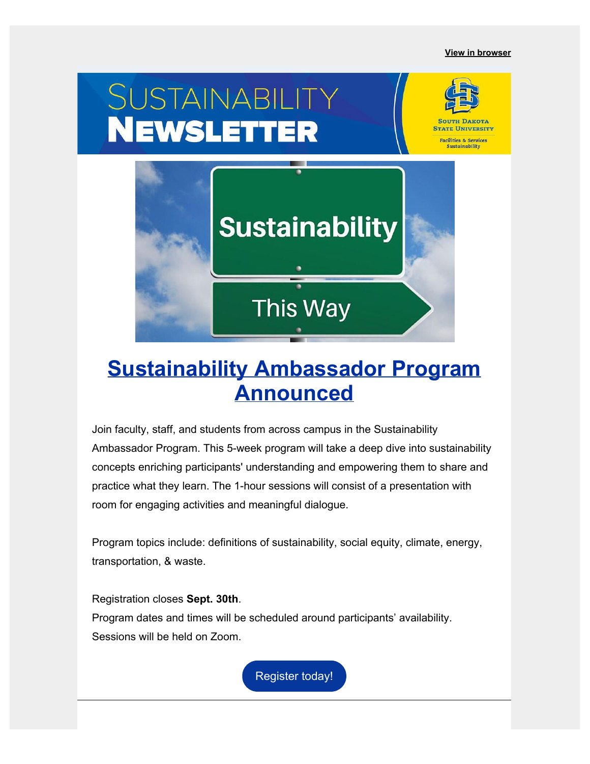View in browser

# SUSTAINABILITY NEWSLETTER

South Dakota State University
Facilities & Services
Sustainability

## Sustainability Ambassador Program Announced

Join faculty, staff, and students from across campus in the Sustainability Ambassador Program. This 5-week program will take a deep dive into sustainability concepts enriching participants' understanding and empowering them to share and practice what they learn. The 1-hour sessions will consist of a presentation with room for engaging activities and meaningful dialogue.

Program topics include: definitions of sustainability, social equity, climate, energy, transportation, & waste.

Registration closes **Sept. 30th**.
Program dates and times will be scheduled around participants' availability.
Sessions will be held on Zoom.

Register today!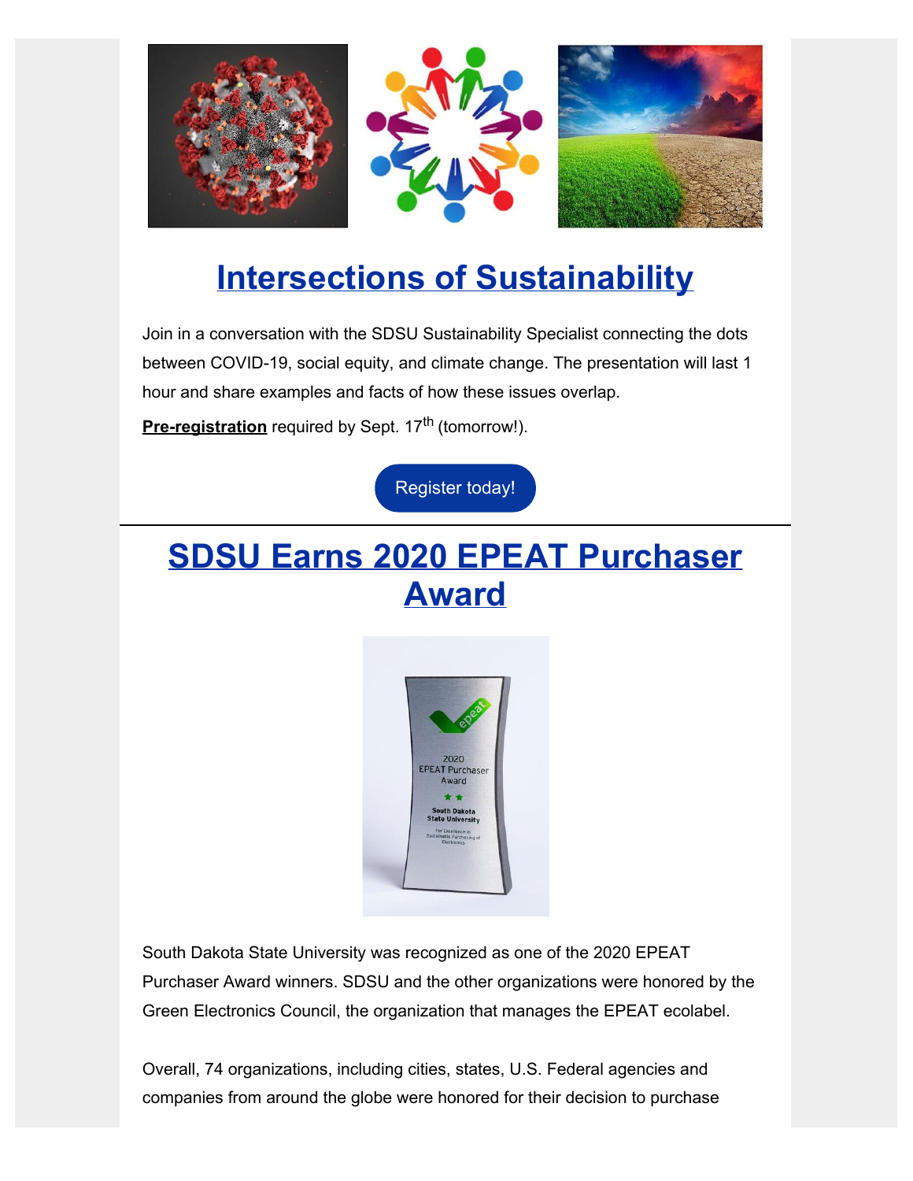# Intersections of Sustainability

Join in a conversation with the SDSU Sustainability Specialist connecting the dots between COVID-19, social equity, and climate change. The presentation will last 1 hour and share examples and facts of how these issues overlap.

**Pre-registration** required by Sept. 17th (tomorrow!).

Register today!

---

# SDSU Earns 2020 EPEAT Purchaser Award

South Dakota State University was recognized as one of the 2020 EPEAT Purchaser Award winners. SDSU and the other organizations were honored by the Green Electronics Council, the organization that manages the EPEAT ecolabel.

Overall, 74 organizations, including cities, states, U.S. Federal agencies and companies from around the globe were honored for their decision to purchase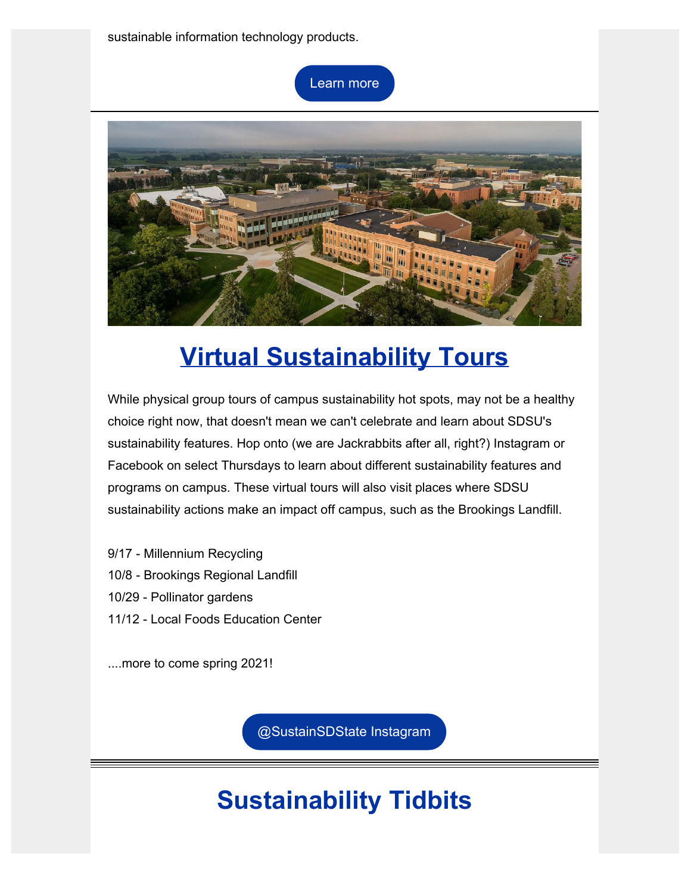sustainable information technology products.

Learn more

## Virtual Sustainability Tours

While physical group tours of campus sustainability hot spots, may not be a healthy choice right now, that doesn't mean we can't celebrate and learn about SDSU's sustainability features. Hop onto (we are Jackrabbits after all, right?) Instagram or Facebook on select Thursdays to learn about different sustainability features and programs on campus. These virtual tours will also visit places where SDSU sustainability actions make an impact off campus, such as the Brookings Landfill.

9/17 - Millennium Recycling
10/8 - Brookings Regional Landfill
10/29 - Pollinator gardens
11/12 - Local Foods Education Center

....more to come spring 2021!

@SustainSDState Instagram

## Sustainability Tidbits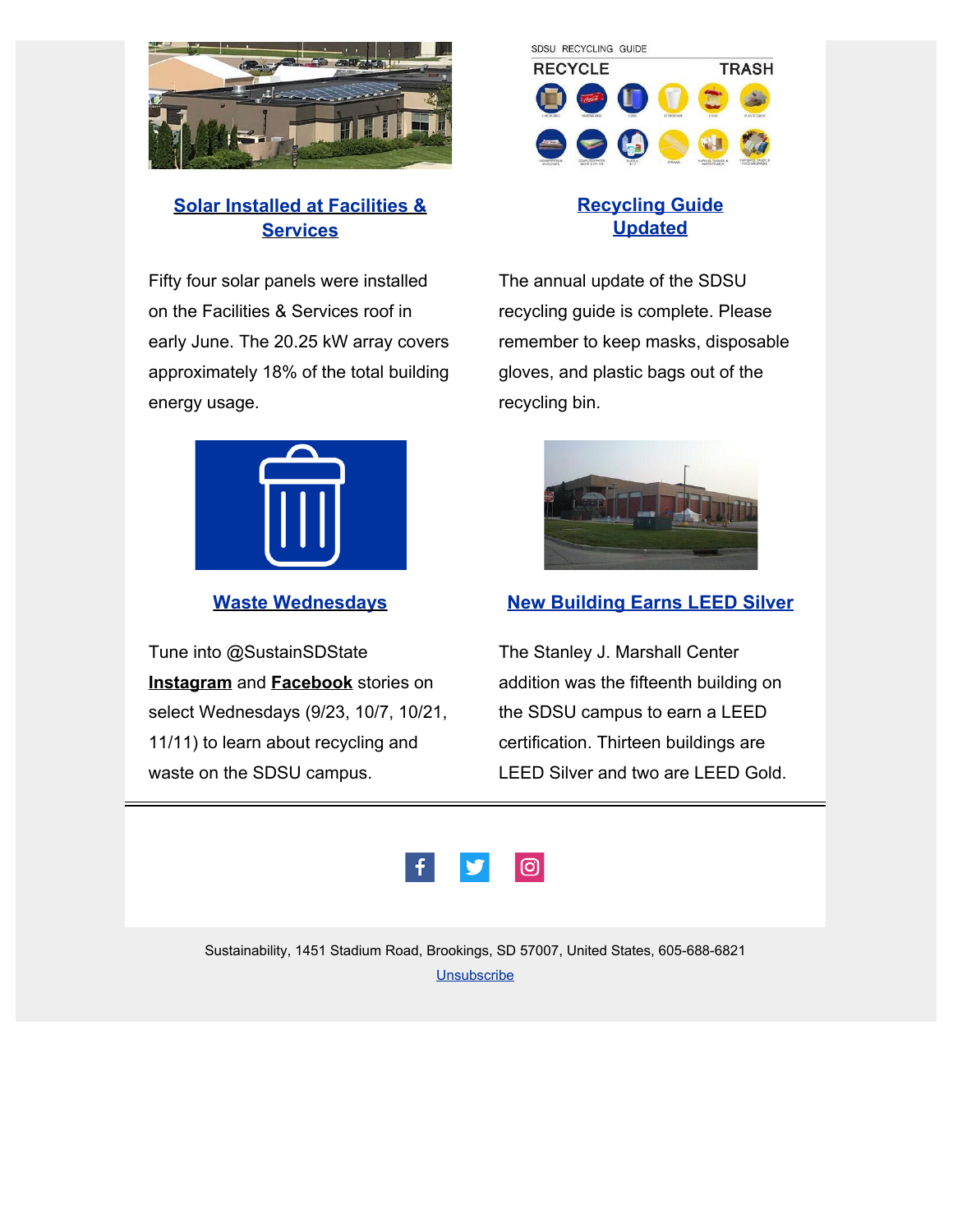### Solar Installed at Facilities & Services

Fifty four solar panels were installed on the Facilities & Services roof in early June. The 20.25 kW array covers approximately 18% of the total building energy usage.

### Recycling Guide Updated

The annual update of the SDSU recycling guide is complete. Please remember to keep masks, disposable gloves, and plastic bags out of the recycling bin.

### Waste Wednesdays

Tune into @SustainSDState **Instagram** and **Facebook** stories on select Wednesdays (9/23, 10/7, 10/21, 11/11) to learn about recycling and waste on the SDSU campus.

### New Building Earns LEED Silver

The Stanley J. Marshall Center addition was the fifteenth building on the SDSU campus to earn a LEED certification. Thirteen buildings are LEED Silver and two are LEED Gold.

---

Sustainability, 1451 Stadium Road, Brookings, SD 57007, United States, 605-688-6821

Unsubscribe